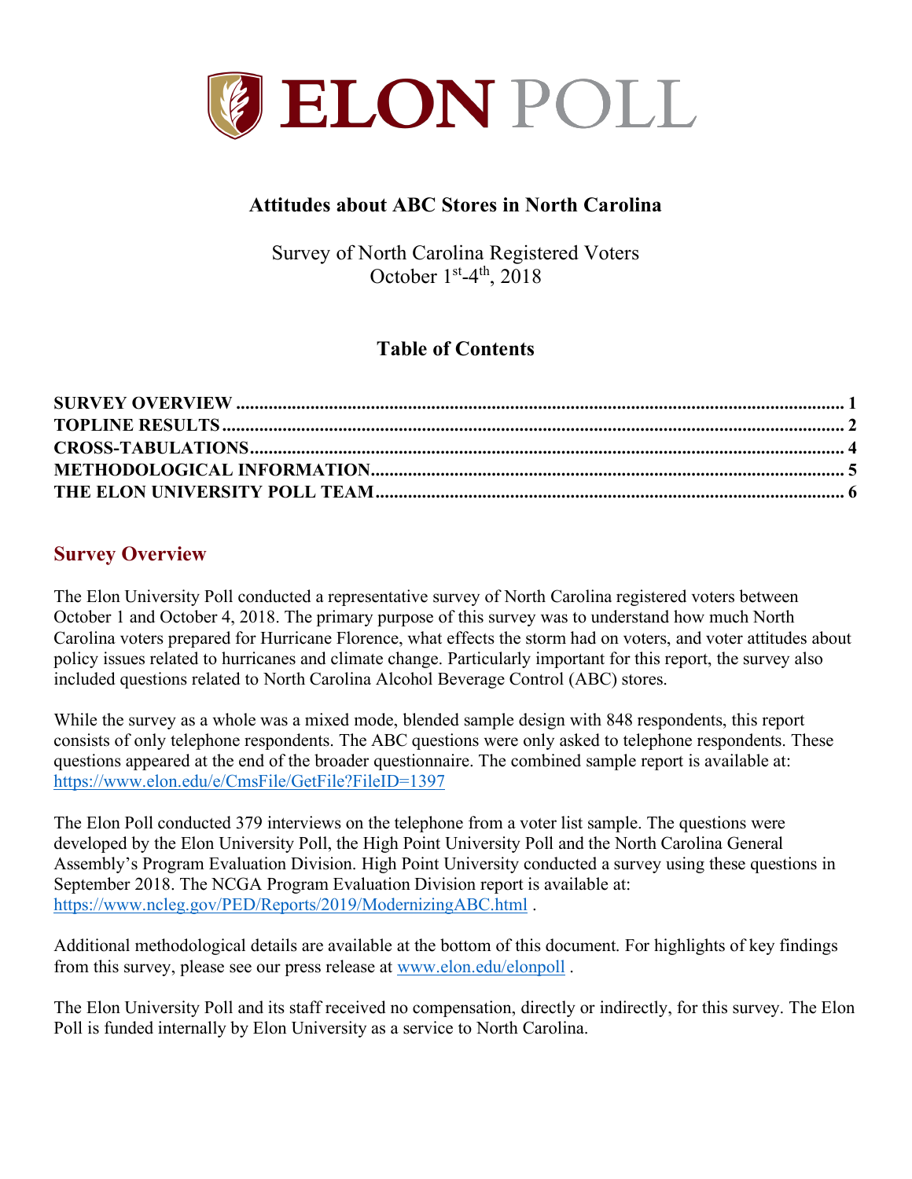# ELON POLL

## Attitudes about ABC Stores in North Carolina

Survey of North Carolina Registered Voters
October 1st-4th, 2018

## Table of Contents

**SURVEY OVERVIEW** ..... 1
**TOPLINE RESULTS** ..... 2
**CROSS-TABULATIONS** ..... 4
**METHODOLOGICAL INFORMATION** ..... 5
**THE ELON UNIVERSITY POLL TEAM** ..... 6

## Survey Overview

The Elon University Poll conducted a representative survey of North Carolina registered voters between October 1 and October 4, 2018. The primary purpose of this survey was to understand how much North Carolina voters prepared for Hurricane Florence, what effects the storm had on voters, and voter attitudes about policy issues related to hurricanes and climate change. Particularly important for this report, the survey also included questions related to North Carolina Alcohol Beverage Control (ABC) stores.

While the survey as a whole was a mixed mode, blended sample design with 848 respondents, this report consists of only telephone respondents. The ABC questions were only asked to telephone respondents. These questions appeared at the end of the broader questionnaire. The combined sample report is available at: https://www.elon.edu/e/CmsFile/GetFile?FileID=1397

The Elon Poll conducted 379 interviews on the telephone from a voter list sample. The questions were developed by the Elon University Poll, the High Point University Poll and the North Carolina General Assembly's Program Evaluation Division. High Point University conducted a survey using these questions in September 2018. The NCGA Program Evaluation Division report is available at: https://www.ncleg.gov/PED/Reports/2019/ModernizingABC.html .

Additional methodological details are available at the bottom of this document. For highlights of key findings from this survey, please see our press release at www.elon.edu/elonpoll .

The Elon University Poll and its staff received no compensation, directly or indirectly, for this survey. The Elon Poll is funded internally by Elon University as a service to North Carolina.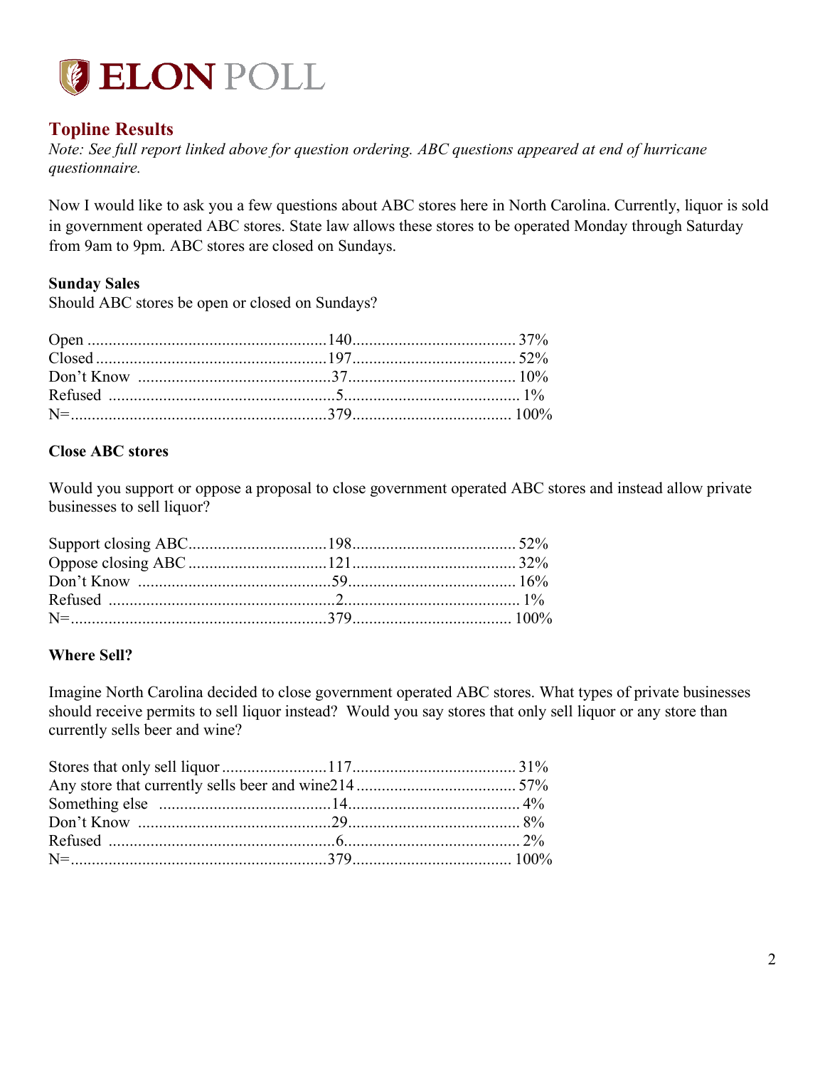ELON POLL

## Topline Results

*Note: See full report linked above for question ordering. ABC questions appeared at end of hurricane questionnaire.*

Now I would like to ask you a few questions about ABC stores here in North Carolina. Currently, liquor is sold in government operated ABC stores. State law allows these stores to be operated Monday through Saturday from 9am to 9pm. ABC stores are closed on Sundays.

### Sunday Sales

Should ABC stores be open or closed on Sundays?

| Response | Count | Percent |
|---|---|---|
| Open | 140 | 37% |
| Closed | 197 | 52% |
| Don't Know | 37 | 10% |
| Refused | 5 | 1% |
| N= | 379 | 100% |

### Close ABC stores

Would you support or oppose a proposal to close government operated ABC stores and instead allow private businesses to sell liquor?

| Response | Count | Percent |
|---|---|---|
| Support closing ABC | 198 | 52% |
| Oppose closing ABC | 121 | 32% |
| Don't Know | 59 | 16% |
| Refused | 2 | 1% |
| N= | 379 | 100% |

### Where Sell?

Imagine North Carolina decided to close government operated ABC stores. What types of private businesses should receive permits to sell liquor instead? Would you say stores that only sell liquor or any store than currently sells beer and wine?

| Response | Count | Percent |
|---|---|---|
| Stores that only sell liquor | 117 | 31% |
| Any store that currently sells beer and wine | 214 | 57% |
| Something else | 14 | 4% |
| Don't Know | 29 | 8% |
| Refused | 6 | 2% |
| N= | 379 | 100% |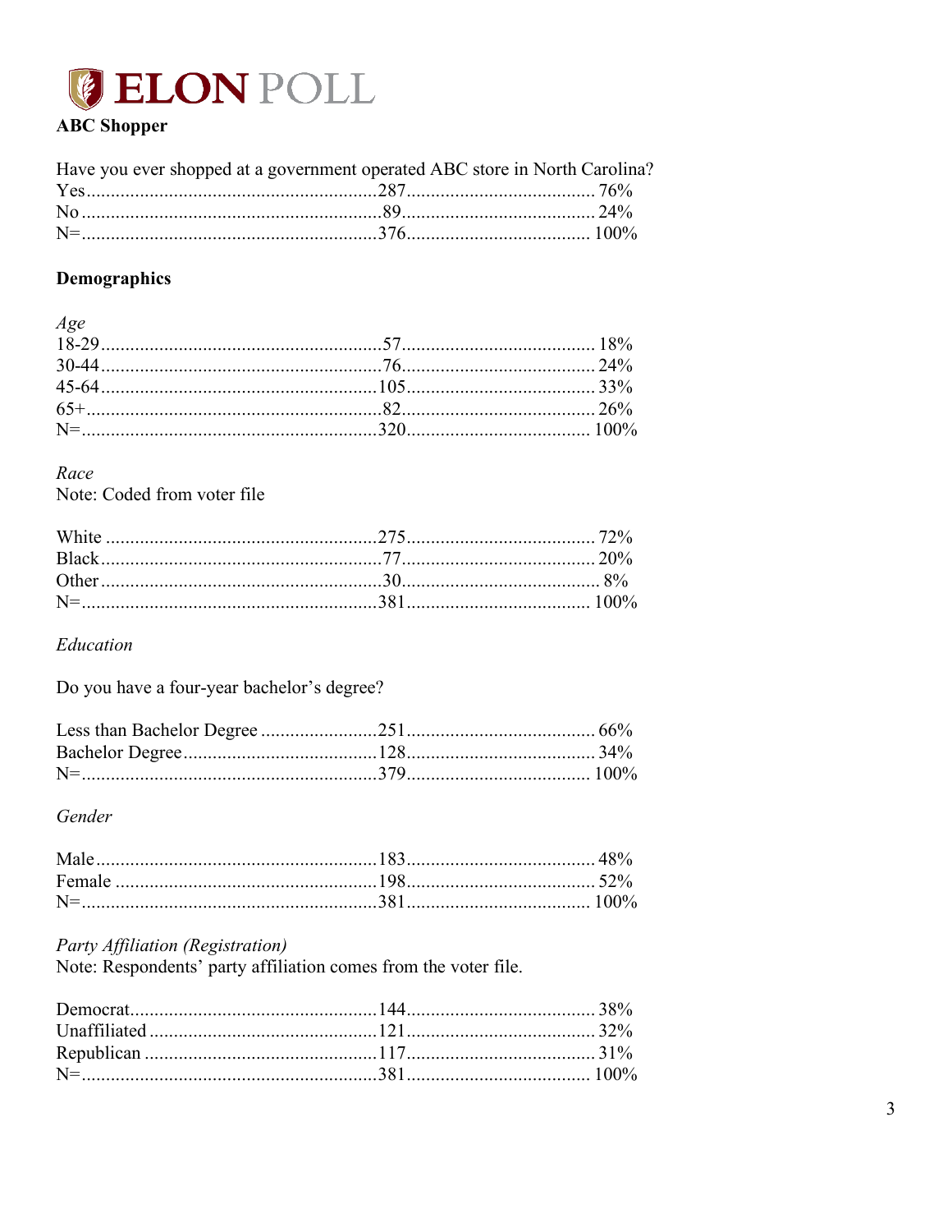ELON POLL

## ABC Shopper

Have you ever shopped at a government operated ABC store in North Carolina?

| | | |
|---|---|---|
| Yes | 287 | 76% |
| No | 89 | 24% |
| N= | 376 | 100% |

## Demographics

*Age*

| | | |
|---|---|---|
| 18-29 | 57 | 18% |
| 30-44 | 76 | 24% |
| 45-64 | 105 | 33% |
| 65+ | 82 | 26% |
| N= | 320 | 100% |

*Race*

Note: Coded from voter file

| | | |
|---|---|---|
| White | 275 | 72% |
| Black | 77 | 20% |
| Other | 30 | 8% |
| N= | 381 | 100% |

*Education*

Do you have a four-year bachelor's degree?

| | | |
|---|---|---|
| Less than Bachelor Degree | 251 | 66% |
| Bachelor Degree | 128 | 34% |
| N= | 379 | 100% |

*Gender*

| | | |
|---|---|---|
| Male | 183 | 48% |
| Female | 198 | 52% |
| N= | 381 | 100% |

*Party Affiliation (Registration)*

Note: Respondents' party affiliation comes from the voter file.

| | | |
|---|---|---|
| Democrat | 144 | 38% |
| Unaffiliated | 121 | 32% |
| Republican | 117 | 31% |
| N= | 381 | 100% |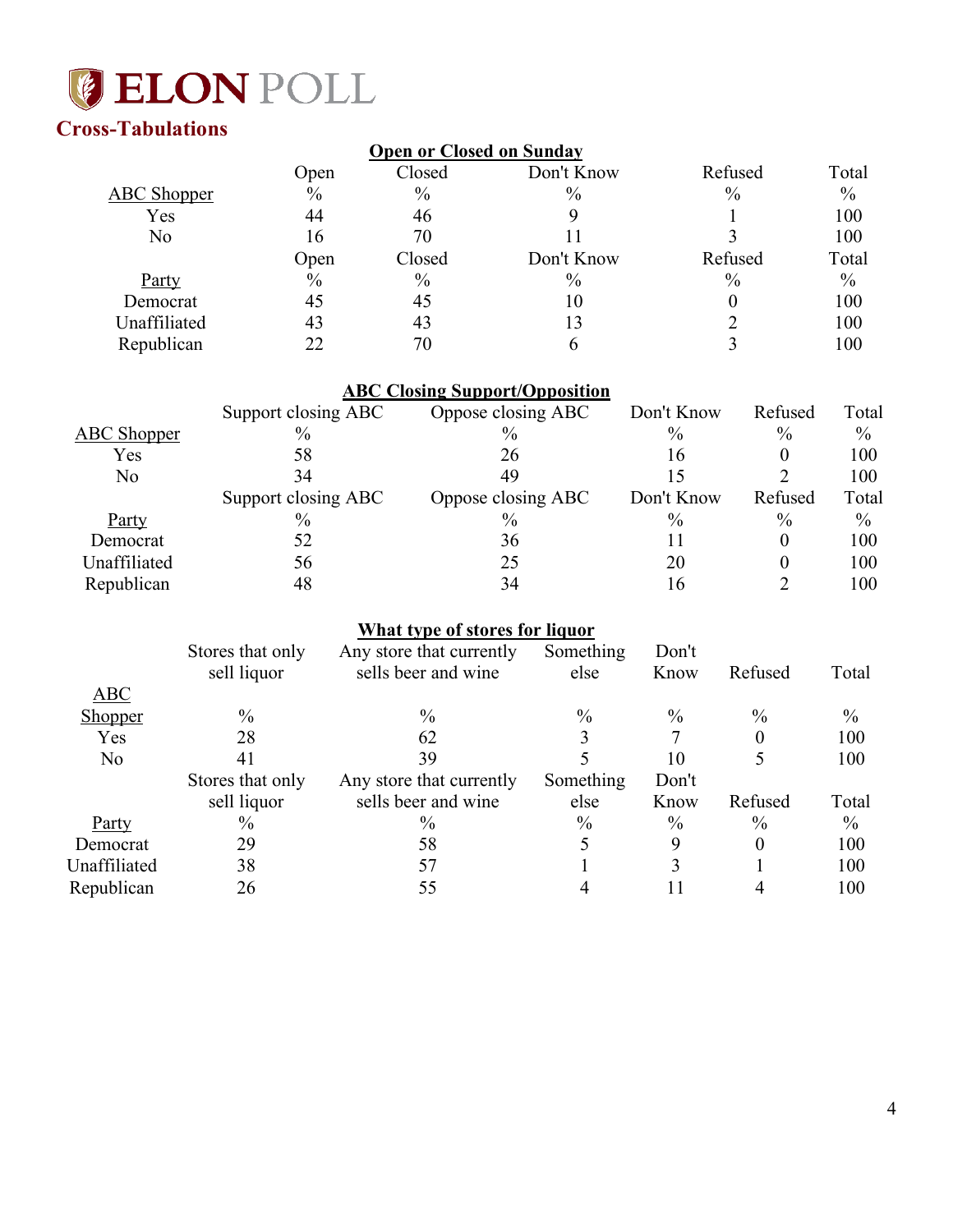# ELON POLL

## Cross-Tabulations

**Open or Closed on Sunday**

| | Open | Closed | Don't Know | Refused | Total |
|---|---|---|---|---|---|
| ABC Shopper | % | % | % | % | % |
| Yes | 44 | 46 | 9 | 1 | 100 |
| No | 16 | 70 | 11 | 3 | 100 |
| | Open | Closed | Don't Know | Refused | Total |
| Party | % | % | % | % | % |
| Democrat | 45 | 45 | 10 | 0 | 100 |
| Unaffiliated | 43 | 43 | 13 | 2 | 100 |
| Republican | 22 | 70 | 6 | 3 | 100 |

**ABC Closing Support/Opposition**

| | Support closing ABC | Oppose closing ABC | Don't Know | Refused | Total |
|---|---|---|---|---|---|
| ABC Shopper | % | % | % | % | % |
| Yes | 58 | 26 | 16 | 0 | 100 |
| No | 34 | 49 | 15 | 2 | 100 |
| | Support closing ABC | Oppose closing ABC | Don't Know | Refused | Total |
| Party | % | % | % | % | % |
| Democrat | 52 | 36 | 11 | 0 | 100 |
| Unaffiliated | 56 | 25 | 20 | 0 | 100 |
| Republican | 48 | 34 | 16 | 2 | 100 |

**What type of stores for liquor**

| | Stores that only sell liquor | Any store that currently sells beer and wine | Something else | Don't Know | Refused | Total |
|---|---|---|---|---|---|---|
| ABC Shopper | % | % | % | % | % | % |
| Yes | 28 | 62 | 3 | 7 | 0 | 100 |
| No | 41 | 39 | 5 | 10 | 5 | 100 |
| | Stores that only sell liquor | Any store that currently sells beer and wine | Something else | Don't Know | Refused | Total |
| Party | % | % | % | % | % | % |
| Democrat | 29 | 58 | 5 | 9 | 0 | 100 |
| Unaffiliated | 38 | 57 | 1 | 3 | 1 | 100 |
| Republican | 26 | 55 | 4 | 11 | 4 | 100 |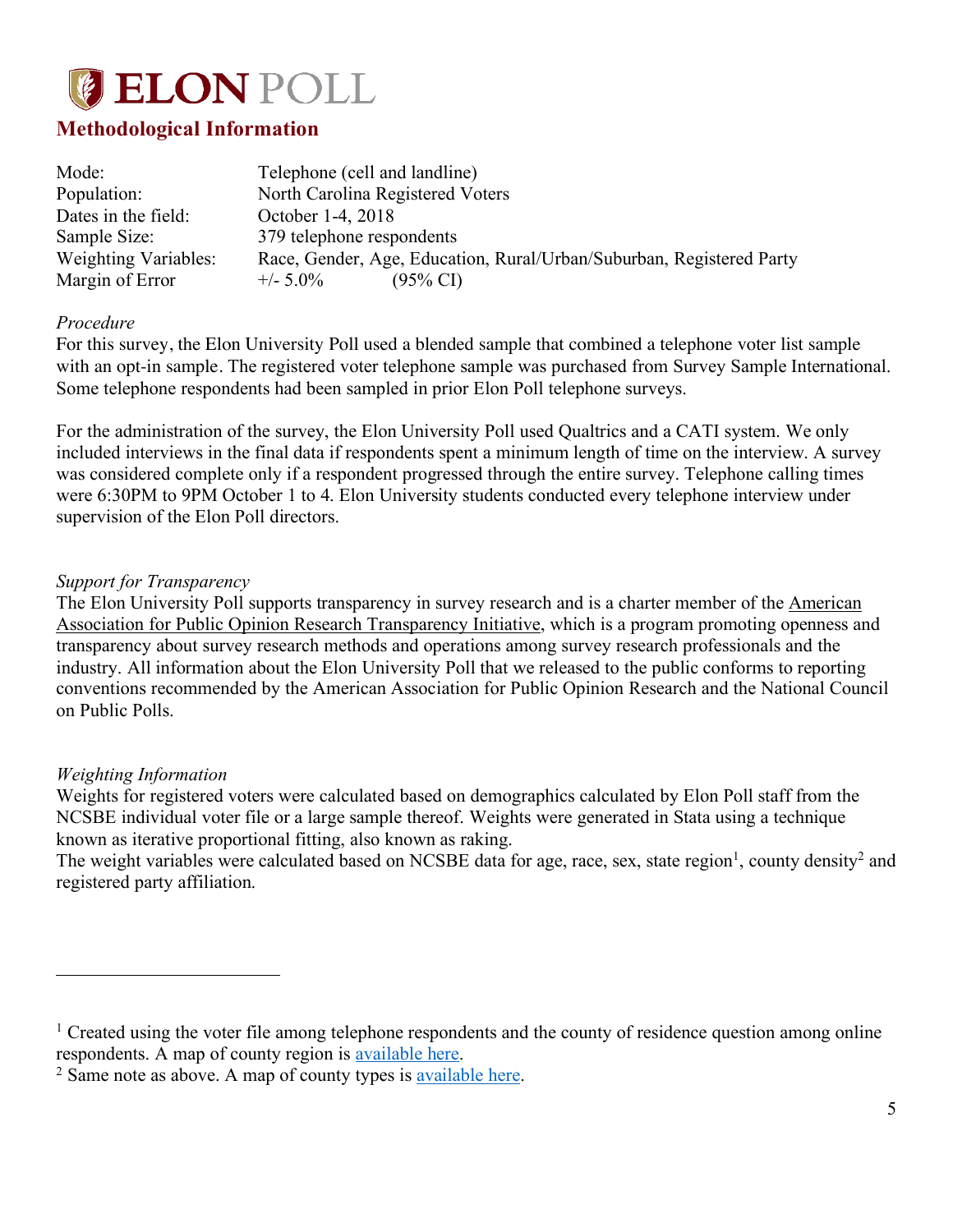# ELON POLL

## Methodological Information

| | |
|---|---|
| Mode: | Telephone (cell and landline) |
| Population: | North Carolina Registered Voters |
| Dates in the field: | October 1-4, 2018 |
| Sample Size: | 379 telephone respondents |
| Weighting Variables: | Race, Gender, Age, Education, Rural/Urban/Suburban, Registered Party |
| Margin of Error | +/- 5.0% (95% CI) |

*Procedure*

For this survey, the Elon University Poll used a blended sample that combined a telephone voter list sample with an opt-in sample. The registered voter telephone sample was purchased from Survey Sample International. Some telephone respondents had been sampled in prior Elon Poll telephone surveys.

For the administration of the survey, the Elon University Poll used Qualtrics and a CATI system. We only included interviews in the final data if respondents spent a minimum length of time on the interview. A survey was considered complete only if a respondent progressed through the entire survey. Telephone calling times were 6:30PM to 9PM October 1 to 4. Elon University students conducted every telephone interview under supervision of the Elon Poll directors.

*Support for Transparency*

The Elon University Poll supports transparency in survey research and is a charter member of the American Association for Public Opinion Research Transparency Initiative, which is a program promoting openness and transparency about survey research methods and operations among survey research professionals and the industry. All information about the Elon University Poll that we released to the public conforms to reporting conventions recommended by the American Association for Public Opinion Research and the National Council on Public Polls.

*Weighting Information*

Weights for registered voters were calculated based on demographics calculated by Elon Poll staff from the NCSBE individual voter file or a large sample thereof. Weights were generated in Stata using a technique known as iterative proportional fitting, also known as raking.

The weight variables were calculated based on NCSBE data for age, race, sex, state region[1], county density[2] and registered party affiliation.

---

[1] Created using the voter file among telephone respondents and the county of residence question among online respondents. A map of county region is available here.

[2] Same note as above. A map of county types is available here.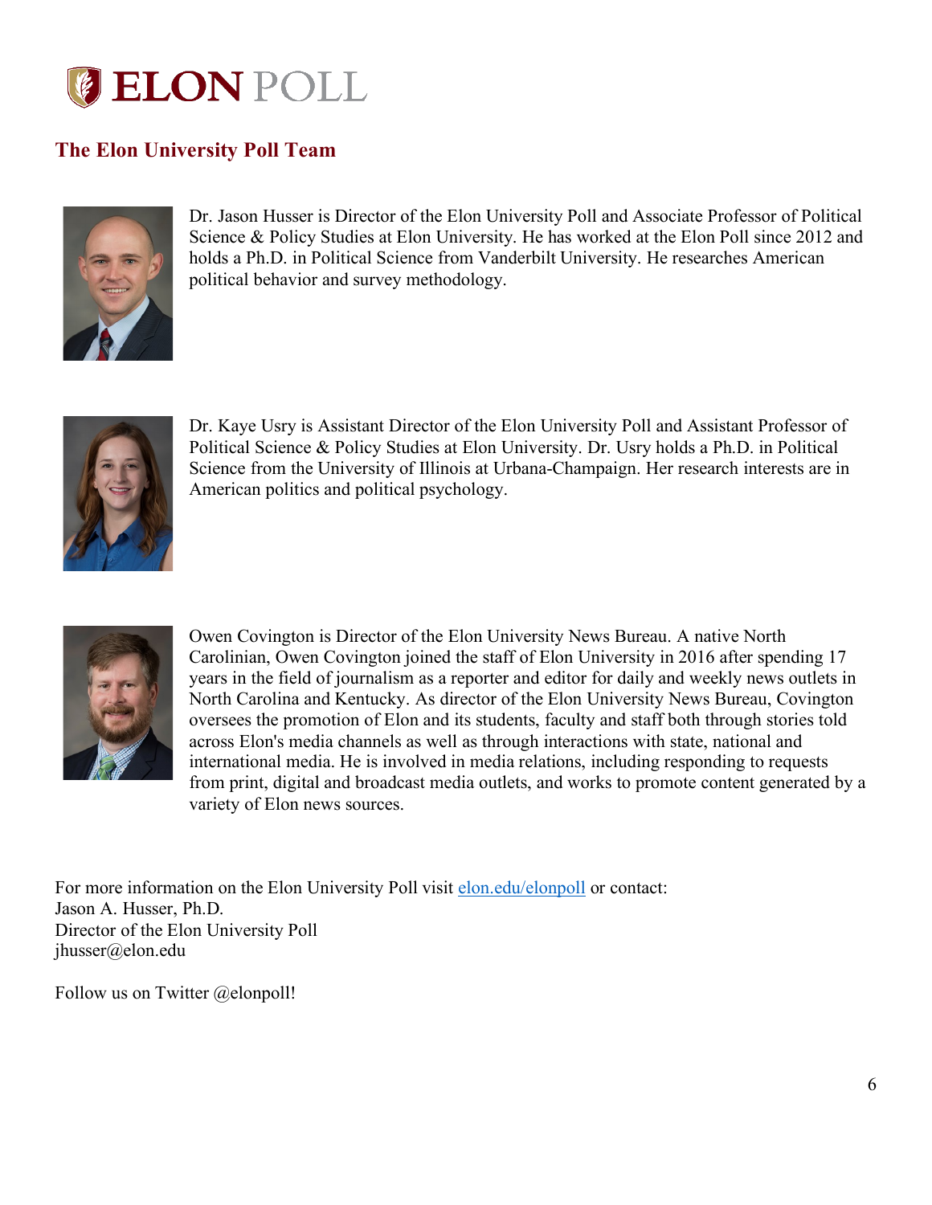# ELON POLL

## The Elon University Poll Team

Dr. Jason Husser is Director of the Elon University Poll and Associate Professor of Political Science & Policy Studies at Elon University. He has worked at the Elon Poll since 2012 and holds a Ph.D. in Political Science from Vanderbilt University. He researches American political behavior and survey methodology.

Dr. Kaye Usry is Assistant Director of the Elon University Poll and Assistant Professor of Political Science & Policy Studies at Elon University. Dr. Usry holds a Ph.D. in Political Science from the University of Illinois at Urbana-Champaign. Her research interests are in American politics and political psychology.

Owen Covington is Director of the Elon University News Bureau. A native North Carolinian, Owen Covington joined the staff of Elon University in 2016 after spending 17 years in the field of journalism as a reporter and editor for daily and weekly news outlets in North Carolina and Kentucky. As director of the Elon University News Bureau, Covington oversees the promotion of Elon and its students, faculty and staff both through stories told across Elon's media channels as well as through interactions with state, national and international media. He is involved in media relations, including responding to requests from print, digital and broadcast media outlets, and works to promote content generated by a variety of Elon news sources.

For more information on the Elon University Poll visit [elon.edu/elonpoll](elon.edu/elonpoll) or contact:
Jason A. Husser, Ph.D.
Director of the Elon University Poll
jhusser@elon.edu

Follow us on Twitter @elonpoll!